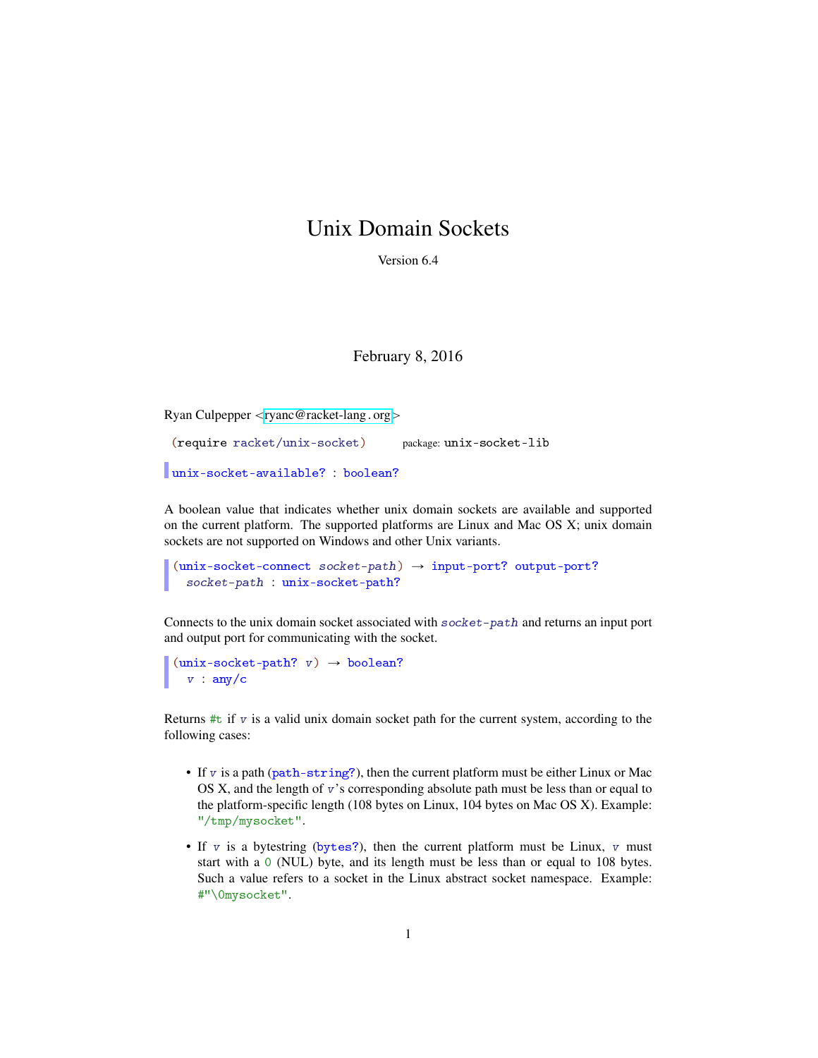# Unix Domain Sockets

Version 6.4

February 8, 2016

Ryan Culpepper <ryanc@racket-lang.org>

```
(require racket/unix-socket)
```

package: unix-socket-lib

```
unix-socket-available? : boolean?
```

A boolean value that indicates whether unix domain sockets are available and supported on the current platform. The supported platforms are Linux and Mac OS X; unix domain sockets are not supported on Windows and other Unix variants.

```
(unix-socket-connect socket-path) → input-port? output-port?
  socket-path : unix-socket-path?
```

Connects to the unix domain socket associated with *socket-path* and returns an input port and output port for communicating with the socket.

```
(unix-socket-path? v) → boolean?
  v : any/c
```

Returns #t if *v* is a valid unix domain socket path for the current system, according to the following cases:

- If *v* is a path (path-string?), then the current platform must be either Linux or Mac OS X, and the length of *v*'s corresponding absolute path must be less than or equal to the platform-specific length (108 bytes on Linux, 104 bytes on Mac OS X). Example: "/tmp/mysocket".
- If *v* is a bytestring (bytes?), then the current platform must be Linux, *v* must start with a 0 (NUL) byte, and its length must be less than or equal to 108 bytes. Such a value refers to a socket in the Linux abstract socket namespace. Example: #"\0mysocket".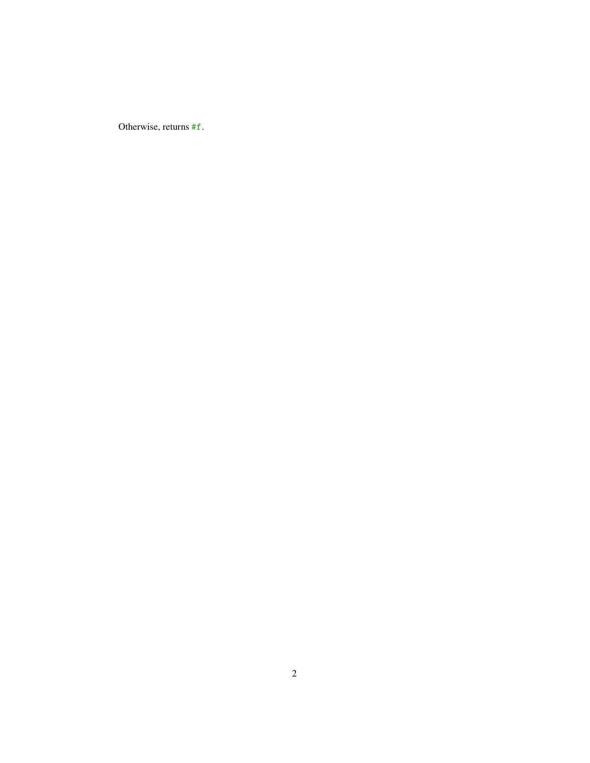Otherwise, returns `#f`.